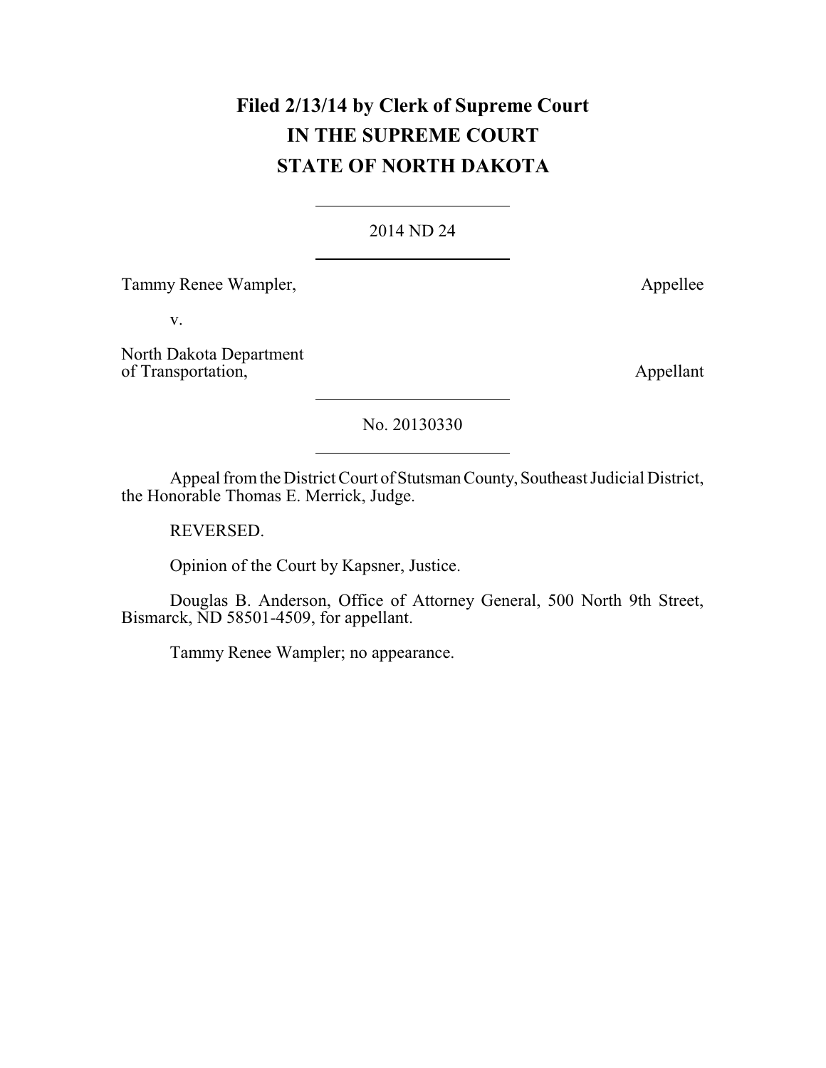**Filed 2/13/14 by Clerk of Supreme Court**
**IN THE SUPREME COURT**
**STATE OF NORTH DAKOTA**

---

2014 ND 24

---

Tammy Renee Wampler, Appellee

v.

North Dakota Department of Transportation, Appellant

---

No. 20130330

---

Appeal from the District Court of Stutsman County, Southeast Judicial District, the Honorable Thomas E. Merrick, Judge.

REVERSED.

Opinion of the Court by Kapsner, Justice.

Douglas B. Anderson, Office of Attorney General, 500 North 9th Street, Bismarck, ND 58501-4509, for appellant.

Tammy Renee Wampler; no appearance.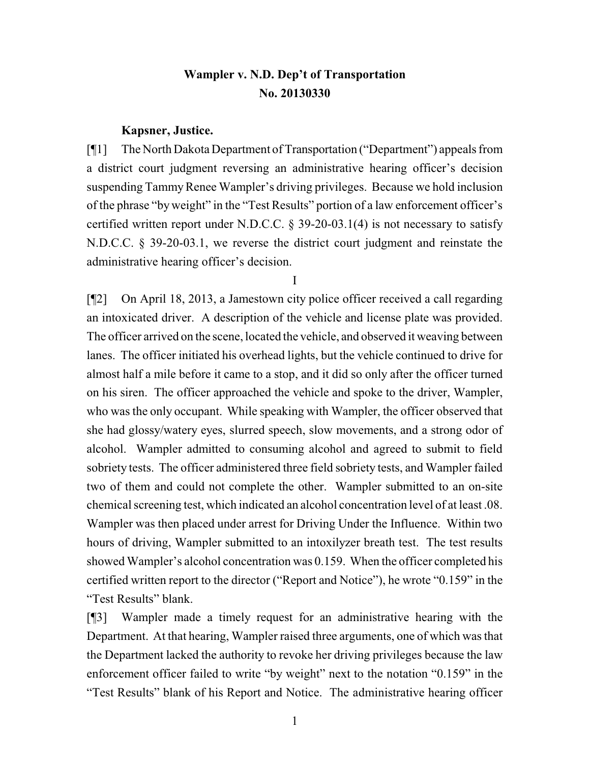**Wampler v. N.D. Dep't of Transportation**
**No. 20130330**

**Kapsner, Justice.**

[¶1] The North Dakota Department of Transportation ("Department") appeals from a district court judgment reversing an administrative hearing officer's decision suspending Tammy Renee Wampler's driving privileges. Because we hold inclusion of the phrase "by weight" in the "Test Results" portion of a law enforcement officer's certified written report under N.D.C.C. § 39-20-03.1(4) is not necessary to satisfy N.D.C.C. § 39-20-03.1, we reverse the district court judgment and reinstate the administrative hearing officer's decision.

I

[¶2] On April 18, 2013, a Jamestown city police officer received a call regarding an intoxicated driver. A description of the vehicle and license plate was provided. The officer arrived on the scene, located the vehicle, and observed it weaving between lanes. The officer initiated his overhead lights, but the vehicle continued to drive for almost half a mile before it came to a stop, and it did so only after the officer turned on his siren. The officer approached the vehicle and spoke to the driver, Wampler, who was the only occupant. While speaking with Wampler, the officer observed that she had glossy/watery eyes, slurred speech, slow movements, and a strong odor of alcohol. Wampler admitted to consuming alcohol and agreed to submit to field sobriety tests. The officer administered three field sobriety tests, and Wampler failed two of them and could not complete the other. Wampler submitted to an on-site chemical screening test, which indicated an alcohol concentration level of at least .08. Wampler was then placed under arrest for Driving Under the Influence. Within two hours of driving, Wampler submitted to an intoxilyzer breath test. The test results showed Wampler's alcohol concentration was 0.159. When the officer completed his certified written report to the director ("Report and Notice"), he wrote "0.159" in the "Test Results" blank.

[¶3] Wampler made a timely request for an administrative hearing with the Department. At that hearing, Wampler raised three arguments, one of which was that the Department lacked the authority to revoke her driving privileges because the law enforcement officer failed to write "by weight" next to the notation "0.159" in the "Test Results" blank of his Report and Notice. The administrative hearing officer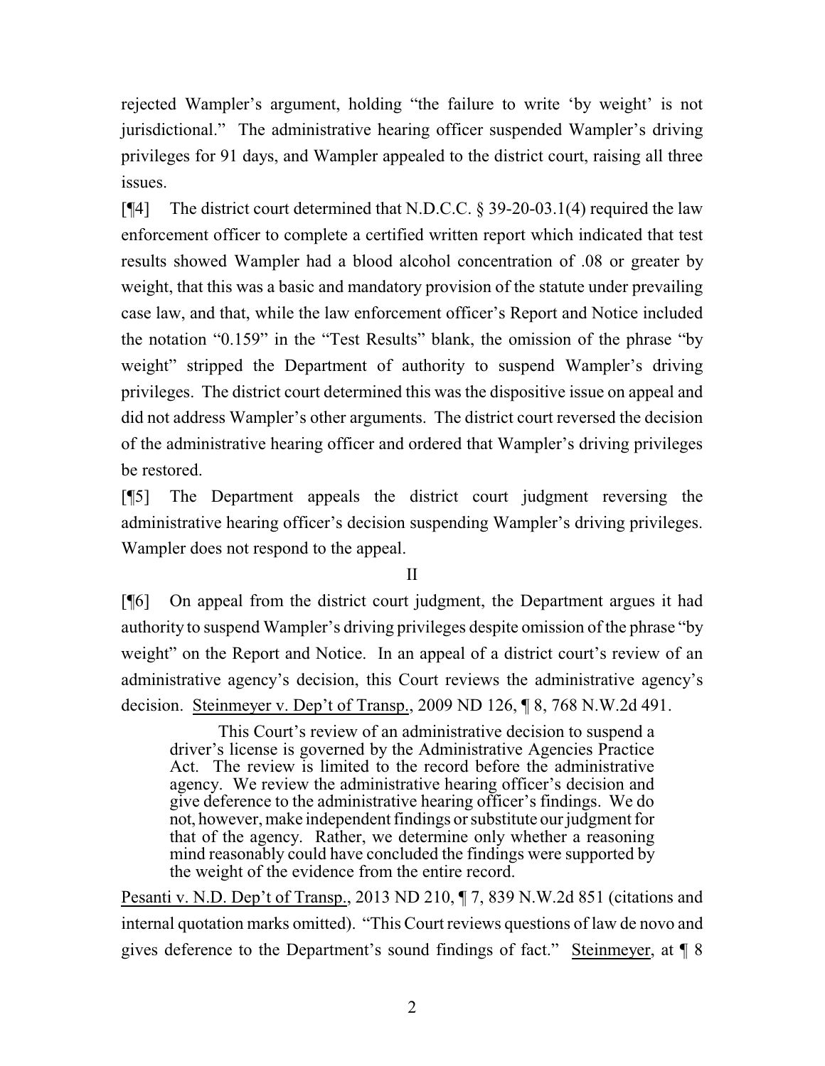rejected Wampler's argument, holding "the failure to write 'by weight' is not jurisdictional." The administrative hearing officer suspended Wampler's driving privileges for 91 days, and Wampler appealed to the district court, raising all three issues.

[¶4] The district court determined that N.D.C.C. § 39-20-03.1(4) required the law enforcement officer to complete a certified written report which indicated that test results showed Wampler had a blood alcohol concentration of .08 or greater by weight, that this was a basic and mandatory provision of the statute under prevailing case law, and that, while the law enforcement officer's Report and Notice included the notation "0.159" in the "Test Results" blank, the omission of the phrase "by weight" stripped the Department of authority to suspend Wampler's driving privileges. The district court determined this was the dispositive issue on appeal and did not address Wampler's other arguments. The district court reversed the decision of the administrative hearing officer and ordered that Wampler's driving privileges be restored.

[¶5] The Department appeals the district court judgment reversing the administrative hearing officer's decision suspending Wampler's driving privileges. Wampler does not respond to the appeal.

II

[¶6] On appeal from the district court judgment, the Department argues it had authority to suspend Wampler's driving privileges despite omission of the phrase "by weight" on the Report and Notice. In an appeal of a district court's review of an administrative agency's decision, this Court reviews the administrative agency's decision. Steinmeyer v. Dep't of Transp., 2009 ND 126, ¶ 8, 768 N.W.2d 491.

> This Court's review of an administrative decision to suspend a driver's license is governed by the Administrative Agencies Practice Act. The review is limited to the record before the administrative agency. We review the administrative hearing officer's decision and give deference to the administrative hearing officer's findings. We do not, however, make independent findings or substitute our judgment for that of the agency. Rather, we determine only whether a reasoning mind reasonably could have concluded the findings were supported by the weight of the evidence from the entire record.

Pesanti v. N.D. Dep't of Transp., 2013 ND 210, ¶ 7, 839 N.W.2d 851 (citations and internal quotation marks omitted). "This Court reviews questions of law de novo and gives deference to the Department's sound findings of fact." Steinmeyer, at ¶ 8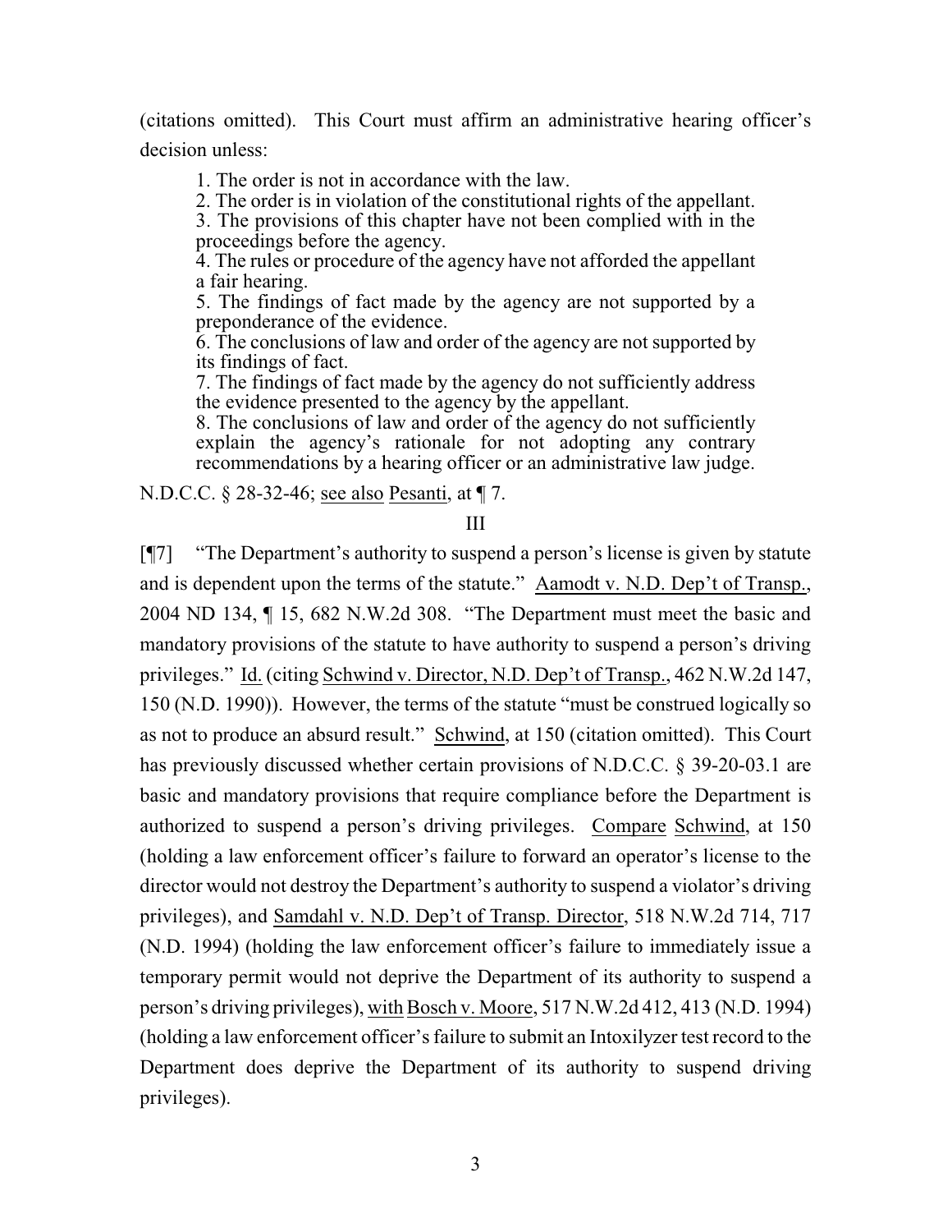(citations omitted). This Court must affirm an administrative hearing officer's decision unless:

> 1. The order is not in accordance with the law.
> 2. The order is in violation of the constitutional rights of the appellant.
> 3. The provisions of this chapter have not been complied with in the proceedings before the agency.
> 4. The rules or procedure of the agency have not afforded the appellant a fair hearing.
> 5. The findings of fact made by the agency are not supported by a preponderance of the evidence.
> 6. The conclusions of law and order of the agency are not supported by its findings of fact.
> 7. The findings of fact made by the agency do not sufficiently address the evidence presented to the agency by the appellant.
> 8. The conclusions of law and order of the agency do not sufficiently explain the agency's rationale for not adopting any contrary recommendations by a hearing officer or an administrative law judge.

N.D.C.C. § 28-32-46; see also Pesanti, at ¶ 7.

III

[¶7] "The Department's authority to suspend a person's license is given by statute and is dependent upon the terms of the statute." Aamodt v. N.D. Dep't of Transp., 2004 ND 134, ¶ 15, 682 N.W.2d 308. "The Department must meet the basic and mandatory provisions of the statute to have authority to suspend a person's driving privileges." Id. (citing Schwind v. Director, N.D. Dep't of Transp., 462 N.W.2d 147, 150 (N.D. 1990)). However, the terms of the statute "must be construed logically so as not to produce an absurd result." Schwind, at 150 (citation omitted). This Court has previously discussed whether certain provisions of N.D.C.C. § 39-20-03.1 are basic and mandatory provisions that require compliance before the Department is authorized to suspend a person's driving privileges. Compare Schwind, at 150 (holding a law enforcement officer's failure to forward an operator's license to the director would not destroy the Department's authority to suspend a violator's driving privileges), and Samdahl v. N.D. Dep't of Transp. Director, 518 N.W.2d 714, 717 (N.D. 1994) (holding the law enforcement officer's failure to immediately issue a temporary permit would not deprive the Department of its authority to suspend a person's driving privileges), with Bosch v. Moore, 517 N.W.2d 412, 413 (N.D. 1994) (holding a law enforcement officer's failure to submit an Intoxilyzer test record to the Department does deprive the Department of its authority to suspend driving privileges).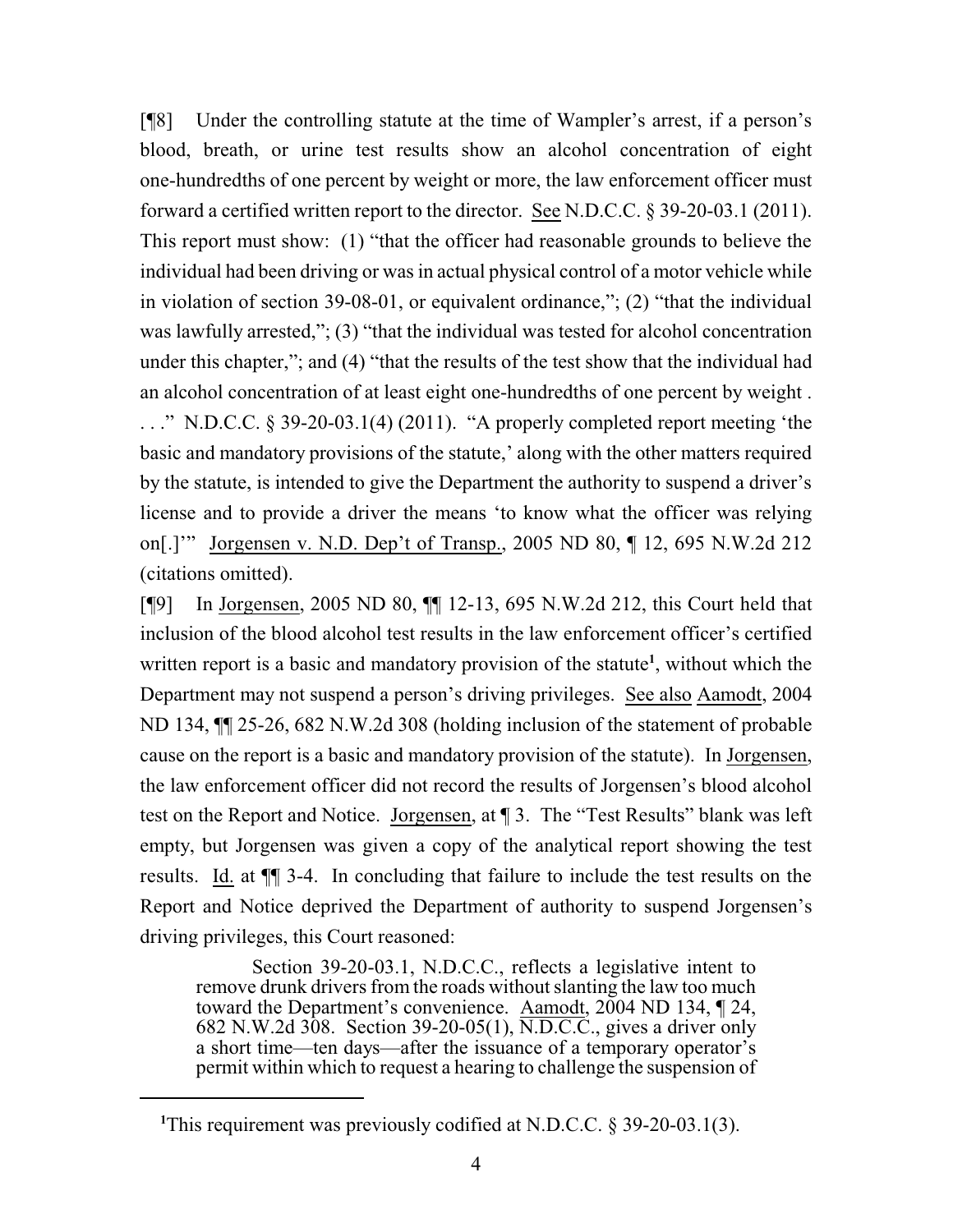[¶8] Under the controlling statute at the time of Wampler's arrest, if a person's blood, breath, or urine test results show an alcohol concentration of eight one-hundredths of one percent by weight or more, the law enforcement officer must forward a certified written report to the director. See N.D.C.C. § 39-20-03.1 (2011). This report must show: (1) "that the officer had reasonable grounds to believe the individual had been driving or was in actual physical control of a motor vehicle while in violation of section 39-08-01, or equivalent ordinance,"; (2) "that the individual was lawfully arrested,"; (3) "that the individual was tested for alcohol concentration under this chapter,"; and (4) "that the results of the test show that the individual had an alcohol concentration of at least eight one-hundredths of one percent by weight . . ." N.D.C.C. § 39-20-03.1(4) (2011). "A properly completed report meeting 'the basic and mandatory provisions of the statute,' along with the other matters required by the statute, is intended to give the Department the authority to suspend a driver's license and to provide a driver the means 'to know what the officer was relying on[.]'" Jorgensen v. N.D. Dep't of Transp., 2005 ND 80, ¶ 12, 695 N.W.2d 212 (citations omitted).

[¶9] In Jorgensen, 2005 ND 80, ¶¶ 12-13, 695 N.W.2d 212, this Court held that inclusion of the blood alcohol test results in the law enforcement officer's certified written report is a basic and mandatory provision of the statute[1], without which the Department may not suspend a person's driving privileges. See also Aamodt, 2004 ND 134, ¶¶ 25-26, 682 N.W.2d 308 (holding inclusion of the statement of probable cause on the report is a basic and mandatory provision of the statute). In Jorgensen, the law enforcement officer did not record the results of Jorgensen's blood alcohol test on the Report and Notice. Jorgensen, at ¶ 3. The "Test Results" blank was left empty, but Jorgensen was given a copy of the analytical report showing the test results. Id. at ¶¶ 3-4. In concluding that failure to include the test results on the Report and Notice deprived the Department of authority to suspend Jorgensen's driving privileges, this Court reasoned:

> Section 39-20-03.1, N.D.C.C., reflects a legislative intent to remove drunk drivers from the roads without slanting the law too much toward the Department's convenience. Aamodt, 2004 ND 134, ¶ 24, 682 N.W.2d 308. Section 39-20-05(1), N.D.C.C., gives a driver only a short time—ten days—after the issuance of a temporary operator's permit within which to request a hearing to challenge the suspension of

---

[1] This requirement was previously codified at N.D.C.C. § 39-20-03.1(3).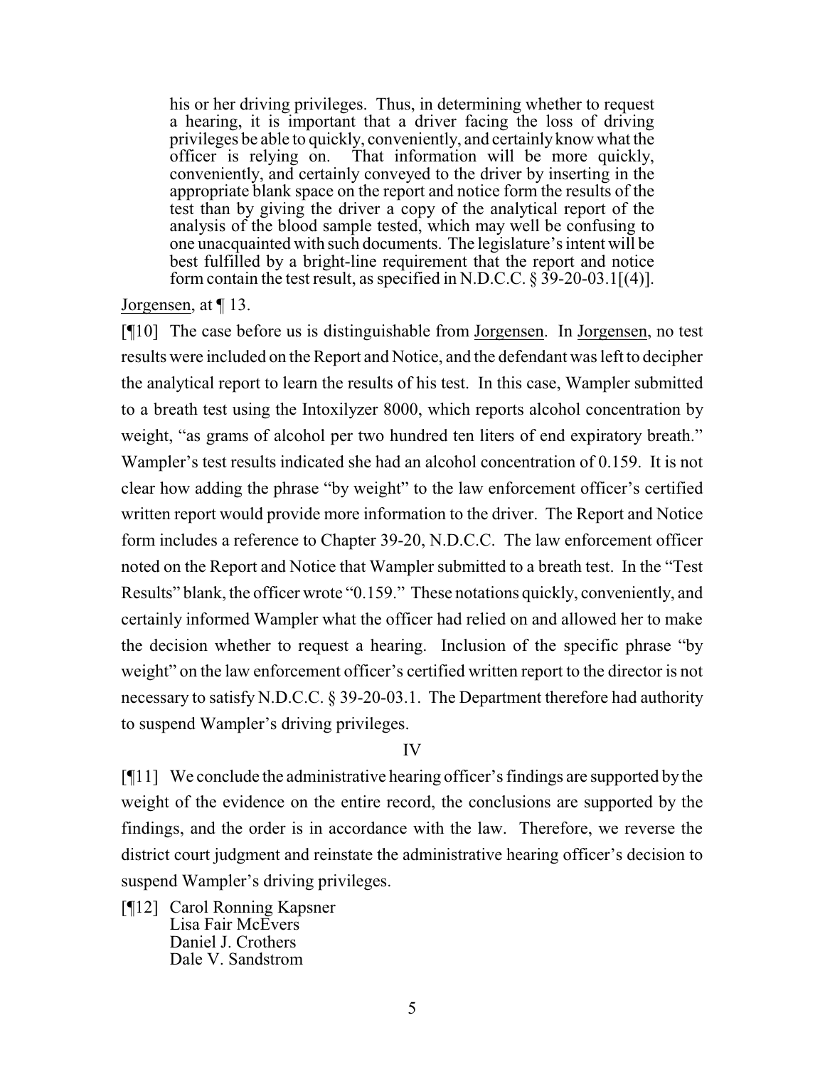> his or her driving privileges. Thus, in determining whether to request a hearing, it is important that a driver facing the loss of driving privileges be able to quickly, conveniently, and certainly know what the officer is relying on. That information will be more quickly, conveniently, and certainly conveyed to the driver by inserting in the appropriate blank space on the report and notice form the results of the test than by giving the driver a copy of the analytical report of the analysis of the blood sample tested, which may well be confusing to one unacquainted with such documents. The legislature's intent will be best fulfilled by a bright-line requirement that the report and notice form contain the test result, as specified in N.D.C.C. § 39-20-03.1[(4)].

Jorgensen, at ¶ 13.

[¶10] The case before us is distinguishable from Jorgensen. In Jorgensen, no test results were included on the Report and Notice, and the defendant was left to decipher the analytical report to learn the results of his test. In this case, Wampler submitted to a breath test using the Intoxilyzer 8000, which reports alcohol concentration by weight, "as grams of alcohol per two hundred ten liters of end expiratory breath." Wampler's test results indicated she had an alcohol concentration of 0.159. It is not clear how adding the phrase "by weight" to the law enforcement officer's certified written report would provide more information to the driver. The Report and Notice form includes a reference to Chapter 39-20, N.D.C.C. The law enforcement officer noted on the Report and Notice that Wampler submitted to a breath test. In the "Test Results" blank, the officer wrote "0.159." These notations quickly, conveniently, and certainly informed Wampler what the officer had relied on and allowed her to make the decision whether to request a hearing. Inclusion of the specific phrase "by weight" on the law enforcement officer's certified written report to the director is not necessary to satisfy N.D.C.C. § 39-20-03.1. The Department therefore had authority to suspend Wampler's driving privileges.

## IV

[¶11] We conclude the administrative hearing officer's findings are supported by the weight of the evidence on the entire record, the conclusions are supported by the findings, and the order is in accordance with the law. Therefore, we reverse the district court judgment and reinstate the administrative hearing officer's decision to suspend Wampler's driving privileges.

[¶12] Carol Ronning Kapsner
Lisa Fair McEvers
Daniel J. Crothers
Dale V. Sandstrom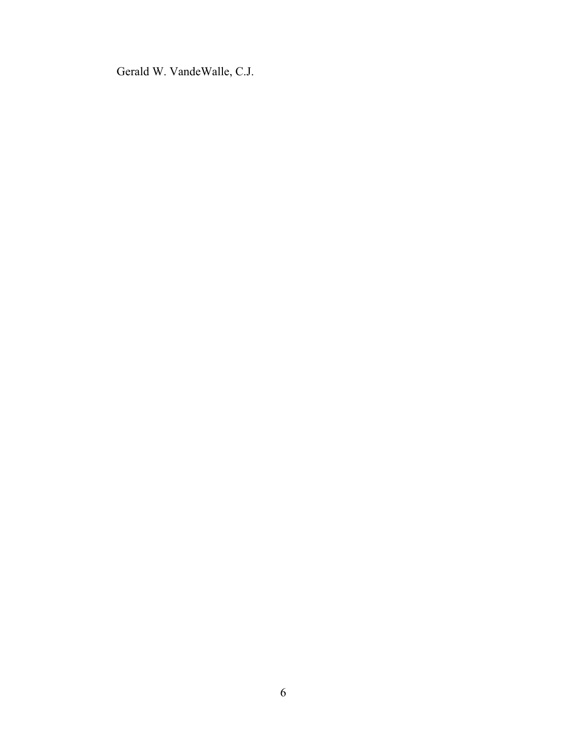Gerald W. VandeWalle, C.J.